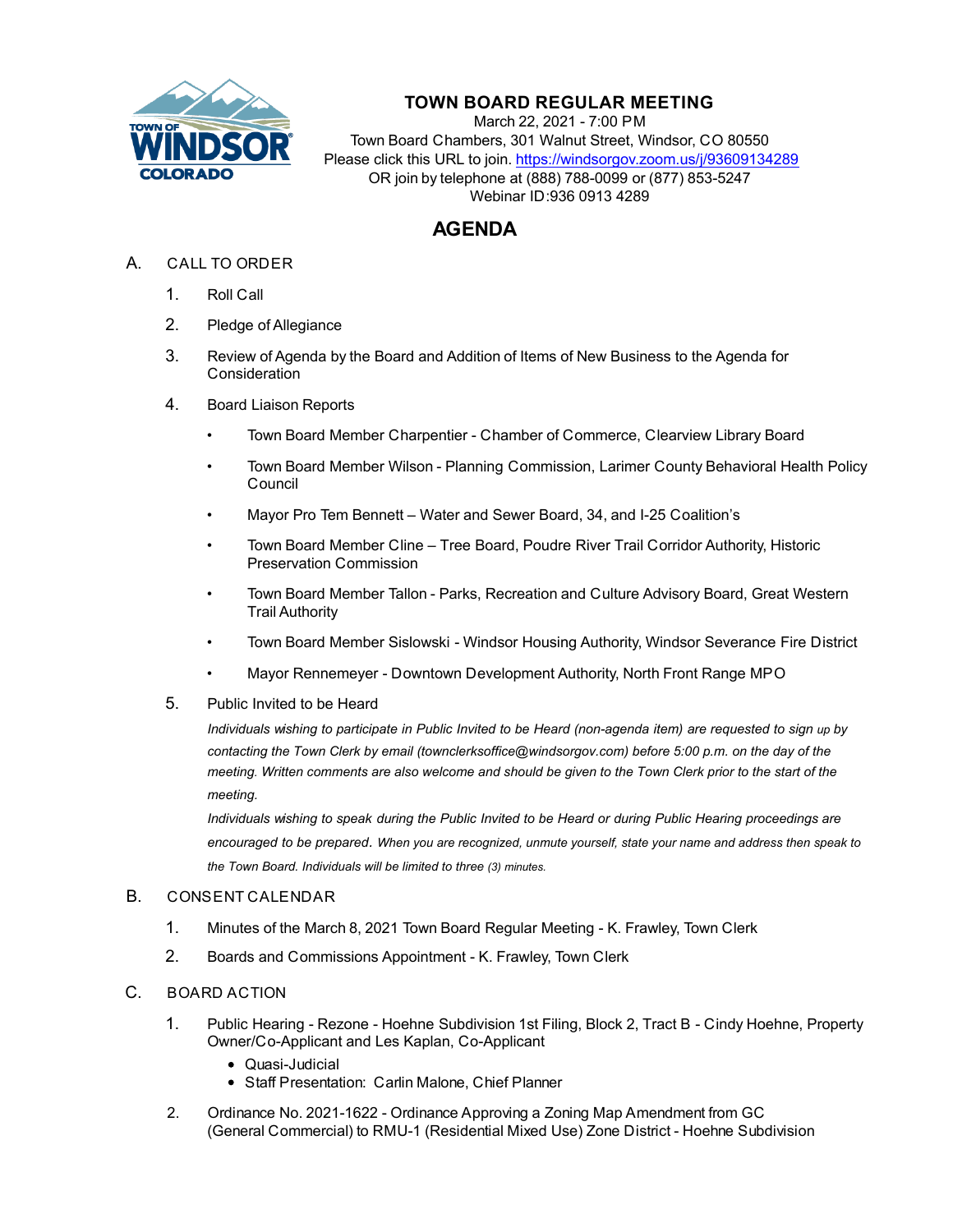# TOWN BOARD REGULAR MEETING

March 22, 2021 - 7:00 PM
Town Board Chambers, 301 Walnut Street, Windsor, CO 80550
Please click this URL to join. https://windsorgov.zoom.us/j/93609134289
OR join by telephone at (888) 788-0099 or (877) 853-5247
Webinar ID:936 0913 4289

## AGENDA

A. CALL TO ORDER

1. Roll Call
2. Pledge of Allegiance
3. Review of Agenda by the Board and Addition of Items of New Business to the Agenda for Consideration
4. Board Liaison Reports
   - Town Board Member Charpentier - Chamber of Commerce, Clearview Library Board
   - Town Board Member Wilson - Planning Commission, Larimer County Behavioral Health Policy Council
   - Mayor Pro Tem Bennett – Water and Sewer Board, 34, and I-25 Coalition's
   - Town Board Member Cline – Tree Board, Poudre River Trail Corridor Authority, Historic Preservation Commission
   - Town Board Member Tallon - Parks, Recreation and Culture Advisory Board, Great Western Trail Authority
   - Town Board Member Sislowski - Windsor Housing Authority, Windsor Severance Fire District
   - Mayor Rennemeyer - Downtown Development Authority, North Front Range MPO
5. Public Invited to be Heard

   *Individuals wishing to participate in Public Invited to be Heard (non-agenda item) are requested to sign up by contacting the Town Clerk by email (townclerksoffice@windsorgov.com) before 5:00 p.m. on the day of the meeting. Written comments are also welcome and should be given to the Town Clerk prior to the start of the meeting.*

   *Individuals wishing to speak during the Public Invited to be Heard or during Public Hearing proceedings are encouraged to be prepared. When you are recognized, unmute yourself, state your name and address then speak to the Town Board. Individuals will be limited to three (3) minutes.*

B. CONSENT CALENDAR

1. Minutes of the March 8, 2021 Town Board Regular Meeting - K. Frawley, Town Clerk
2. Boards and Commissions Appointment - K. Frawley, Town Clerk

C. BOARD ACTION

1. Public Hearing - Rezone - Hoehne Subdivision 1st Filing, Block 2, Tract B - Cindy Hoehne, Property Owner/Co-Applicant and Les Kaplan, Co-Applicant
   - Quasi-Judicial
   - Staff Presentation: Carlin Malone, Chief Planner
2. Ordinance No. 2021-1622 - Ordinance Approving a Zoning Map Amendment from GC (General Commercial) to RMU-1 (Residential Mixed Use) Zone District - Hoehne Subdivision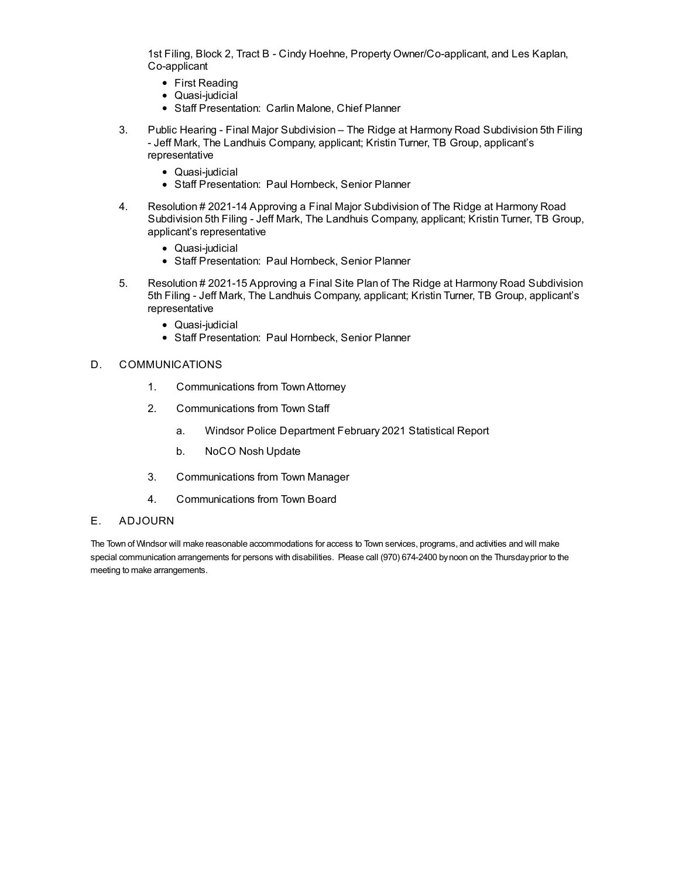1st Filing, Block 2, Tract B - Cindy Hoehne, Property Owner/Co-applicant, and Les Kaplan, Co-applicant

- First Reading
- Quasi-judicial
- Staff Presentation: Carlin Malone, Chief Planner

3. Public Hearing - Final Major Subdivision – The Ridge at Harmony Road Subdivision 5th Filing - Jeff Mark, The Landhuis Company, applicant; Kristin Turner, TB Group, applicant's representative
   - Quasi-judicial
   - Staff Presentation: Paul Hornbeck, Senior Planner

4. Resolution # 2021-14 Approving a Final Major Subdivision of The Ridge at Harmony Road Subdivision 5th Filing - Jeff Mark, The Landhuis Company, applicant; Kristin Turner, TB Group, applicant's representative
   - Quasi-judicial
   - Staff Presentation: Paul Hornbeck, Senior Planner

5. Resolution # 2021-15 Approving a Final Site Plan of The Ridge at Harmony Road Subdivision 5th Filing - Jeff Mark, The Landhuis Company, applicant; Kristin Turner, TB Group, applicant's representative
   - Quasi-judicial
   - Staff Presentation: Paul Hornbeck, Senior Planner

D. COMMUNICATIONS

1. Communications from Town Attorney
2. Communications from Town Staff
   a. Windsor Police Department February 2021 Statistical Report
   b. NoCO Nosh Update
3. Communications from Town Manager
4. Communications from Town Board

E. ADJOURN

The Town of Windsor will make reasonable accommodations for access to Town services, programs, and activities and will make special communication arrangements for persons with disabilities. Please call (970) 674-2400 by noon on the Thursday prior to the meeting to make arrangements.